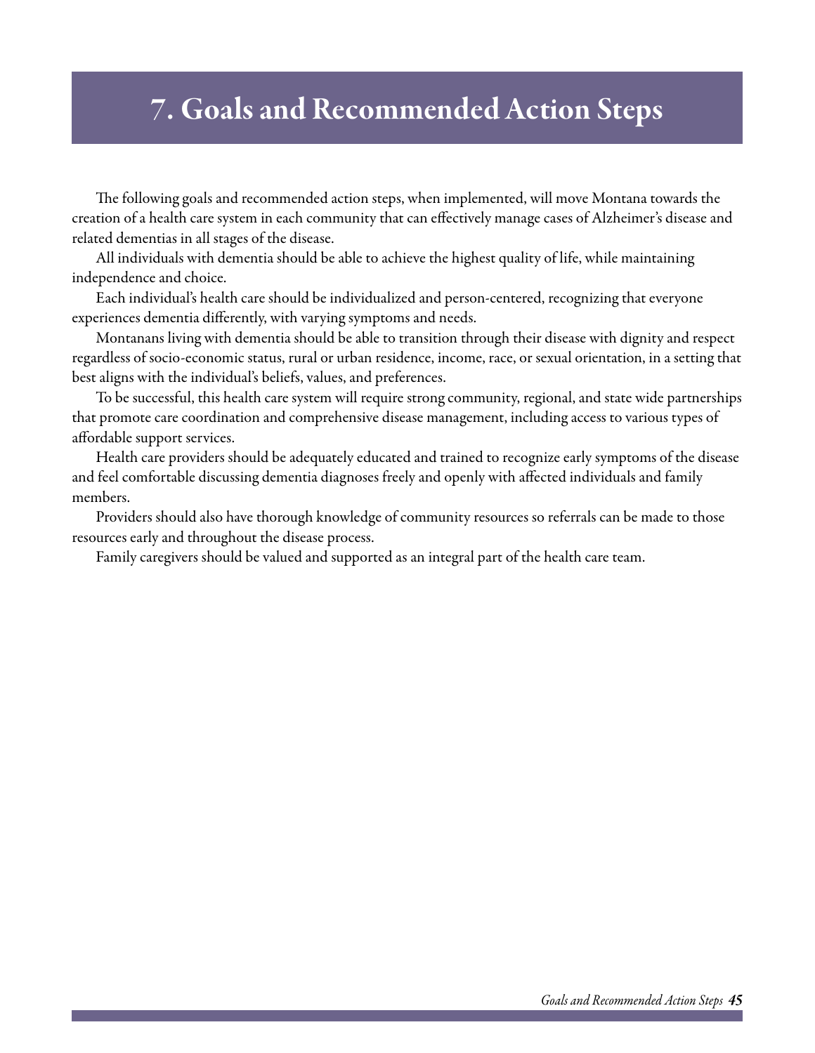# 7. Goals and Recommended Action Steps

The following goals and recommended action steps, when implemented, will move Montana towards the creation of a health care system in each community that can effectively manage cases of Alzheimer's disease and related dementias in all stages of the disease.

All individuals with dementia should be able to achieve the highest quality of life, while maintaining independence and choice.

Each individual's health care should be individualized and person-centered, recognizing that everyone experiences dementia differently, with varying symptoms and needs.

Montanans living with dementia should be able to transition through their disease with dignity and respect regardless of socio-economic status, rural or urban residence, income, race, or sexual orientation, in a setting that best aligns with the individual's beliefs, values, and preferences.

To be successful, this health care system will require strong community, regional, and state wide partnerships that promote care coordination and comprehensive disease management, including access to various types of affordable support services.

Health care providers should be adequately educated and trained to recognize early symptoms of the disease and feel comfortable discussing dementia diagnoses freely and openly with affected individuals and family members.

Providers should also have thorough knowledge of community resources so referrals can be made to those resources early and throughout the disease process.

Family caregivers should be valued and supported as an integral part of the health care team.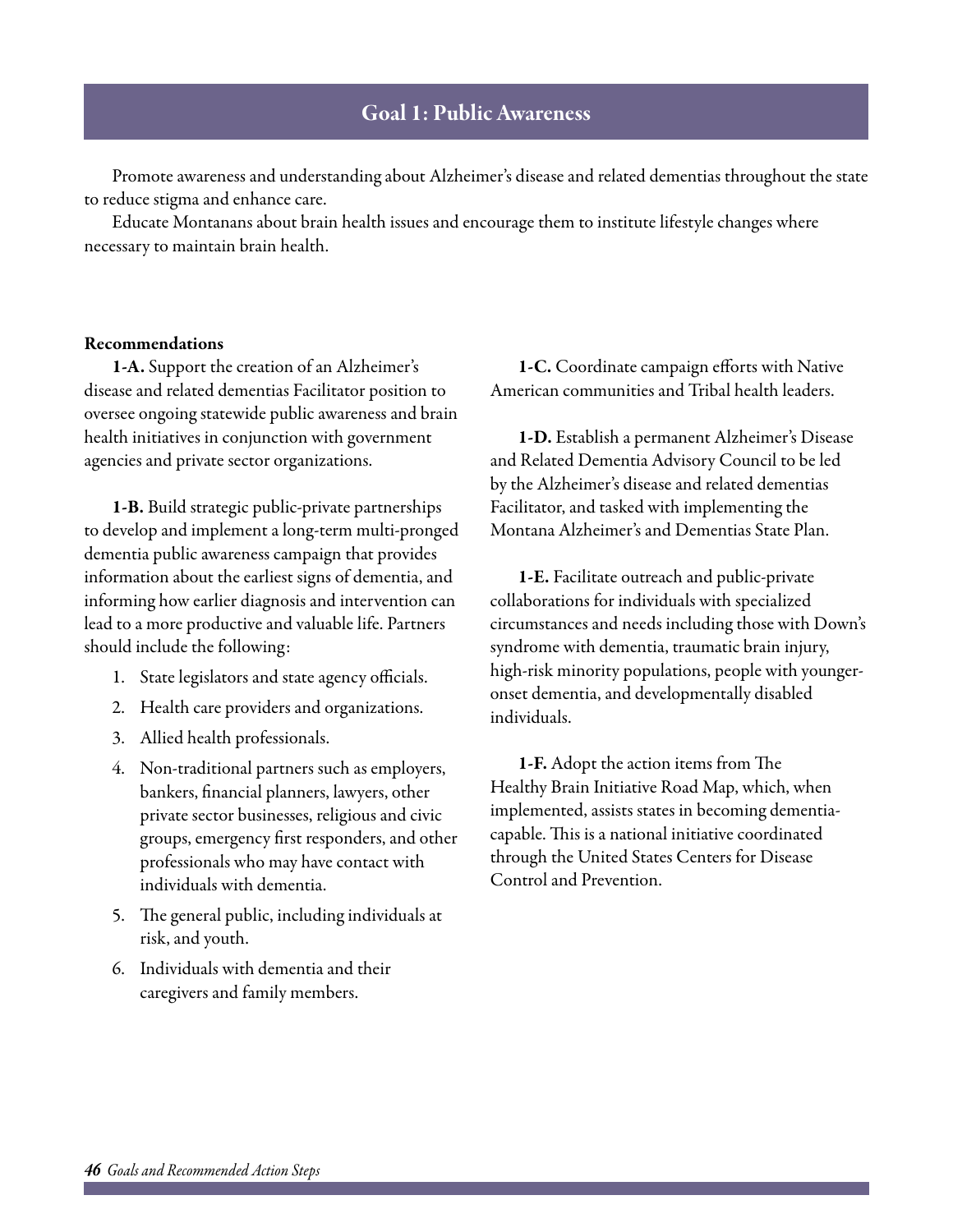## Goal 1: Public Awareness

Promote awareness and understanding about Alzheimer's disease and related dementias throughout the state to reduce stigma and enhance care.

Educate Montanans about brain health issues and encourage them to institute lifestyle changes where necessary to maintain brain health.

**Recommendations**

**1-A.** Support the creation of an Alzheimer's disease and related dementias Facilitator position to oversee ongoing statewide public awareness and brain health initiatives in conjunction with government agencies and private sector organizations.

**1-B.** Build strategic public-private partnerships to develop and implement a long-term multi-pronged dementia public awareness campaign that provides information about the earliest signs of dementia, and informing how earlier diagnosis and intervention can lead to a more productive and valuable life. Partners should include the following:

1. State legislators and state agency officials.
2. Health care providers and organizations.
3. Allied health professionals.
4. Non-traditional partners such as employers, bankers, financial planners, lawyers, other private sector businesses, religious and civic groups, emergency first responders, and other professionals who may have contact with individuals with dementia.
5. The general public, including individuals at risk, and youth.
6. Individuals with dementia and their caregivers and family members.

**1-C.** Coordinate campaign efforts with Native American communities and Tribal health leaders.

**1-D.** Establish a permanent Alzheimer's Disease and Related Dementia Advisory Council to be led by the Alzheimer's disease and related dementias Facilitator, and tasked with implementing the Montana Alzheimer's and Dementias State Plan.

**1-E.** Facilitate outreach and public-private collaborations for individuals with specialized circumstances and needs including those with Down's syndrome with dementia, traumatic brain injury, high-risk minority populations, people with younger-onset dementia, and developmentally disabled individuals.

**1-F.** Adopt the action items from The Healthy Brain Initiative Road Map, which, when implemented, assists states in becoming dementia-capable. This is a national initiative coordinated through the United States Centers for Disease Control and Prevention.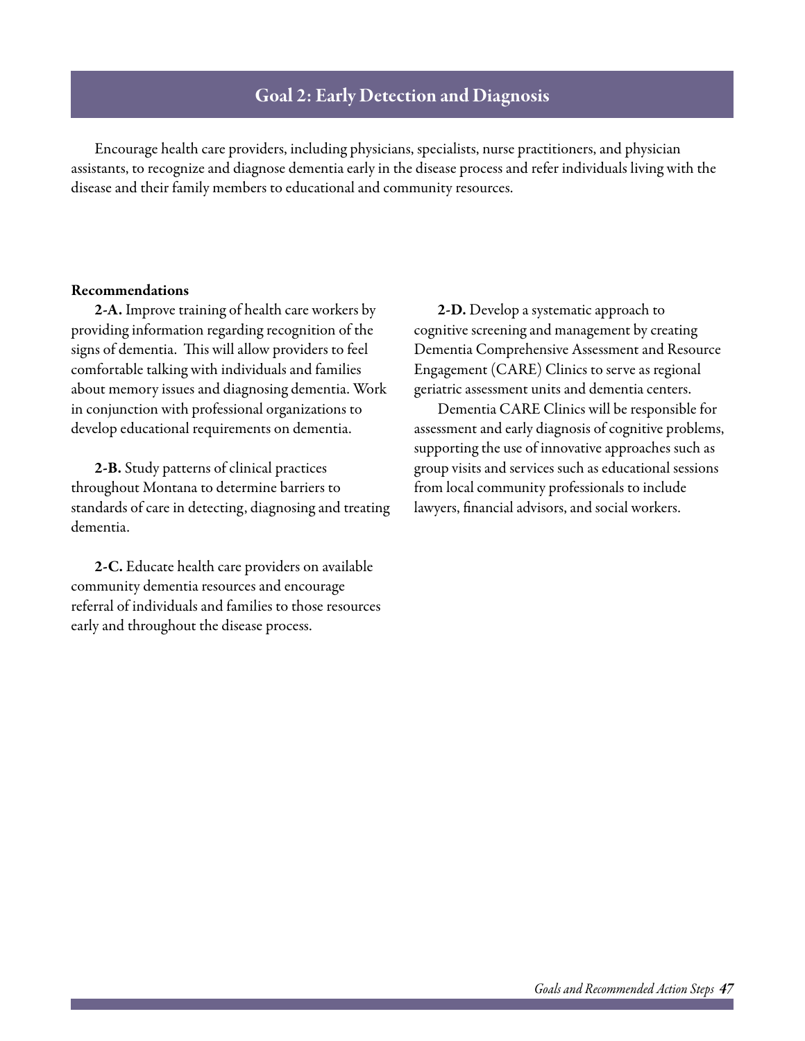## Goal 2: Early Detection and Diagnosis

Encourage health care providers, including physicians, specialists, nurse practitioners, and physician assistants, to recognize and diagnose dementia early in the disease process and refer individuals living with the disease and their family members to educational and community resources.

**Recommendations**

**2-A.** Improve training of health care workers by providing information regarding recognition of the signs of dementia. This will allow providers to feel comfortable talking with individuals and families about memory issues and diagnosing dementia. Work in conjunction with professional organizations to develop educational requirements on dementia.

**2-B.** Study patterns of clinical practices throughout Montana to determine barriers to standards of care in detecting, diagnosing and treating dementia.

**2-C.** Educate health care providers on available community dementia resources and encourage referral of individuals and families to those resources early and throughout the disease process.

**2-D.** Develop a systematic approach to cognitive screening and management by creating Dementia Comprehensive Assessment and Resource Engagement (CARE) Clinics to serve as regional geriatric assessment units and dementia centers.

Dementia CARE Clinics will be responsible for assessment and early diagnosis of cognitive problems, supporting the use of innovative approaches such as group visits and services such as educational sessions from local community professionals to include lawyers, financial advisors, and social workers.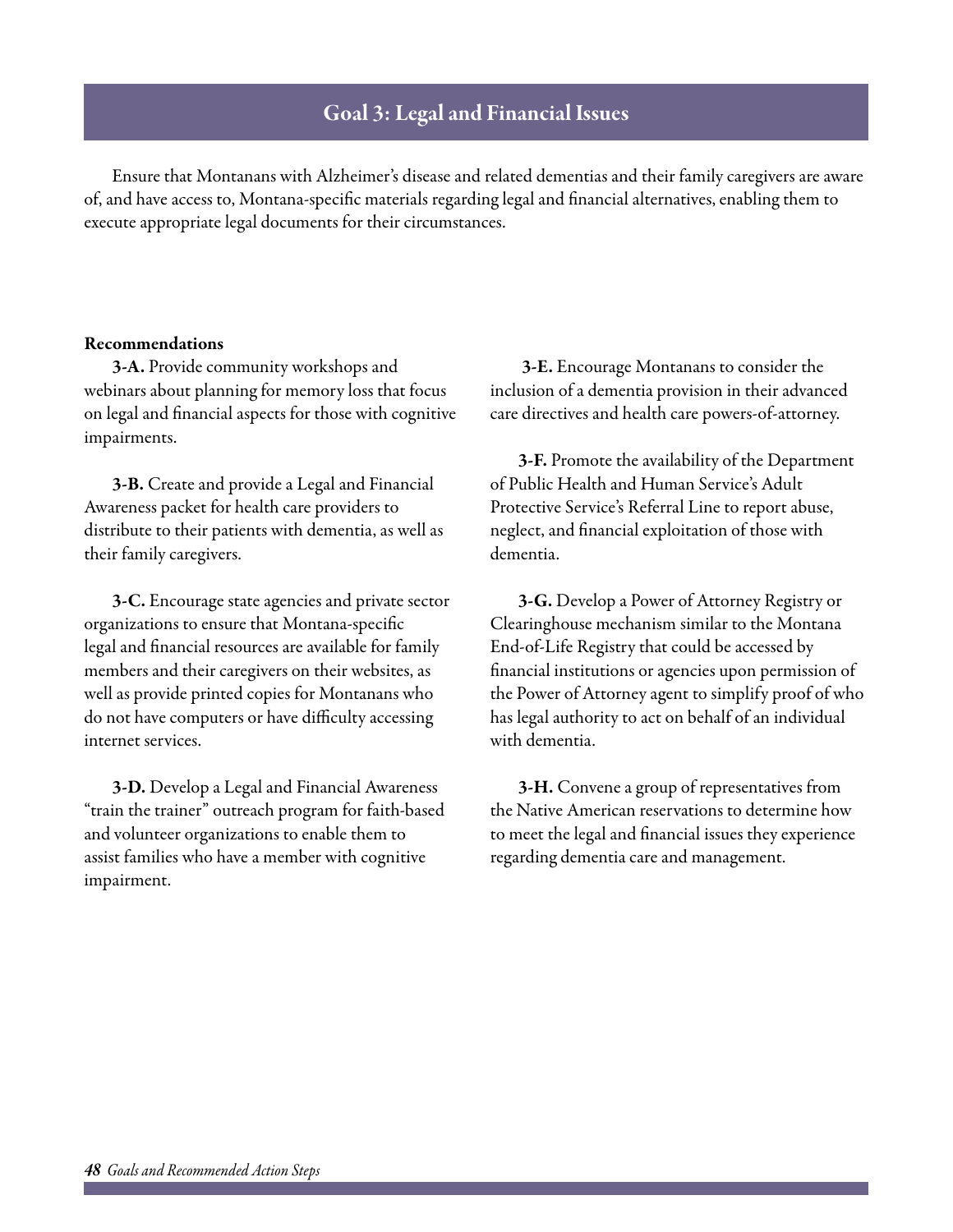## Goal 3: Legal and Financial Issues

Ensure that Montanans with Alzheimer's disease and related dementias and their family caregivers are aware of, and have access to, Montana-specific materials regarding legal and financial alternatives, enabling them to execute appropriate legal documents for their circumstances.

**Recommendations**

**3-A.** Provide community workshops and webinars about planning for memory loss that focus on legal and financial aspects for those with cognitive impairments.

**3-B.** Create and provide a Legal and Financial Awareness packet for health care providers to distribute to their patients with dementia, as well as their family caregivers.

**3-C.** Encourage state agencies and private sector organizations to ensure that Montana-specific legal and financial resources are available for family members and their caregivers on their websites, as well as provide printed copies for Montanans who do not have computers or have difficulty accessing internet services.

**3-D.** Develop a Legal and Financial Awareness "train the trainer" outreach program for faith-based and volunteer organizations to enable them to assist families who have a member with cognitive impairment.

**3-E.** Encourage Montanans to consider the inclusion of a dementia provision in their advanced care directives and health care powers-of-attorney.

**3-F.** Promote the availability of the Department of Public Health and Human Service's Adult Protective Service's Referral Line to report abuse, neglect, and financial exploitation of those with dementia.

**3-G.** Develop a Power of Attorney Registry or Clearinghouse mechanism similar to the Montana End-of-Life Registry that could be accessed by financial institutions or agencies upon permission of the Power of Attorney agent to simplify proof of who has legal authority to act on behalf of an individual with dementia.

**3-H.** Convene a group of representatives from the Native American reservations to determine how to meet the legal and financial issues they experience regarding dementia care and management.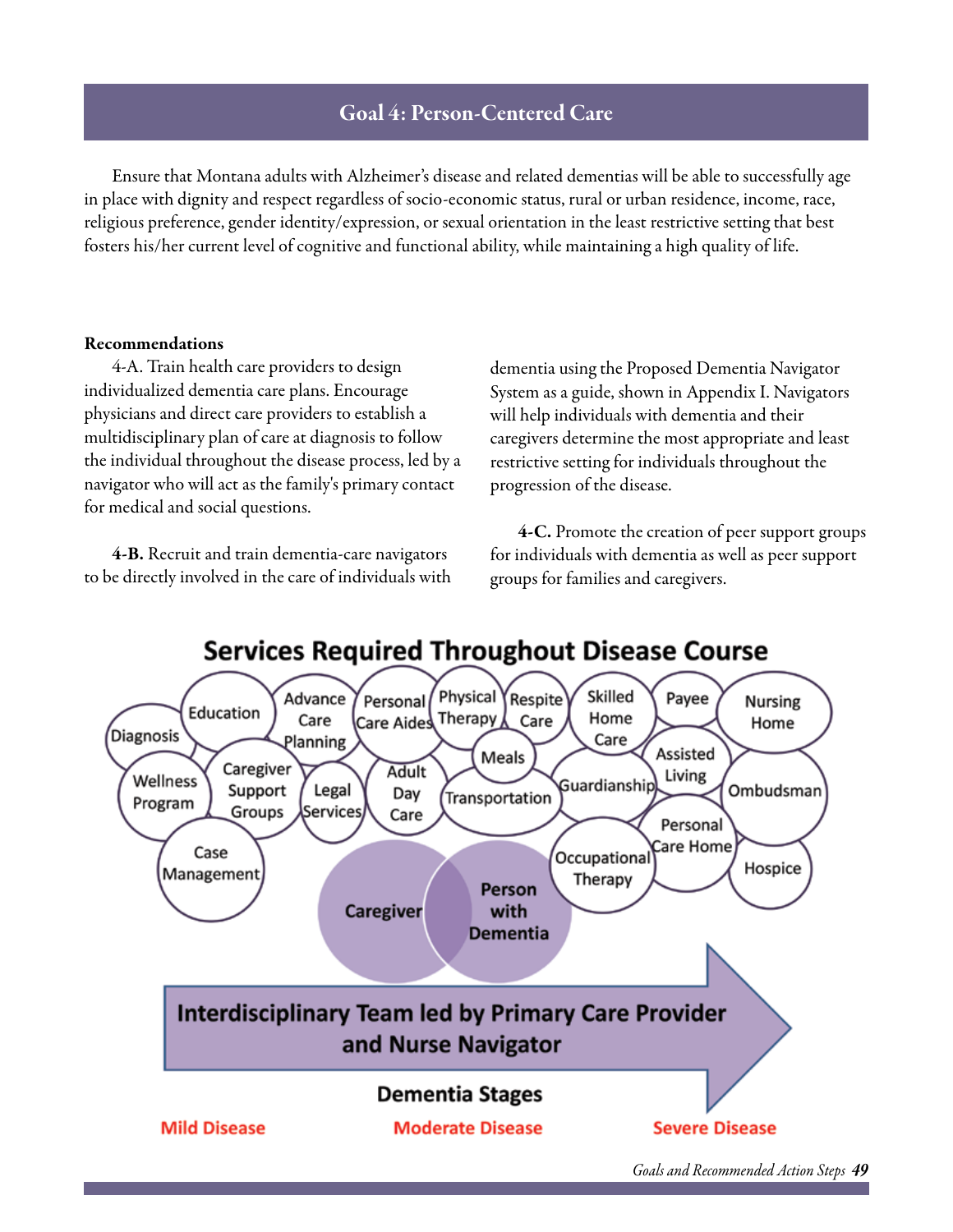## Goal 4: Person-Centered Care

Ensure that Montana adults with Alzheimer's disease and related dementias will be able to successfully age in place with dignity and respect regardless of socio-economic status, rural or urban residence, income, race, religious preference, gender identity/expression, or sexual orientation in the least restrictive setting that best fosters his/her current level of cognitive and functional ability, while maintaining a high quality of life.

**Recommendations**

4-A. Train health care providers to design individualized dementia care plans. Encourage physicians and direct care providers to establish a multidisciplinary plan of care at diagnosis to follow the individual throughout the disease process, led by a navigator who will act as the family's primary contact for medical and social questions.

**4-B.** Recruit and train dementia-care navigators to be directly involved in the care of individuals with dementia using the Proposed Dementia Navigator System as a guide, shown in Appendix I. Navigators will help individuals with dementia and their caregivers determine the most appropriate and least restrictive setting for individuals throughout the progression of the disease.

**4-C.** Promote the creation of peer support groups for individuals with dementia as well as peer support groups for families and caregivers.

**Services Required Throughout Disease Course**

Diagnosis, Education, Advance Care Planning, Personal Care Aides, Physical Therapy, Respite Care, Skilled Home Care, Payee, Nursing Home, Wellness Program, Caregiver Support Groups, Legal Services, Adult Day Care, Meals, Transportation, Guardianship, Assisted Living, Ombudsman, Case Management, Occupational Therapy, Personal Care Home, Hospice

Caregiver — Person with Dementia

Interdisciplinary Team led by Primary Care Provider and Nurse Navigator

**Dementia Stages**

Mild Disease — Moderate Disease — Severe Disease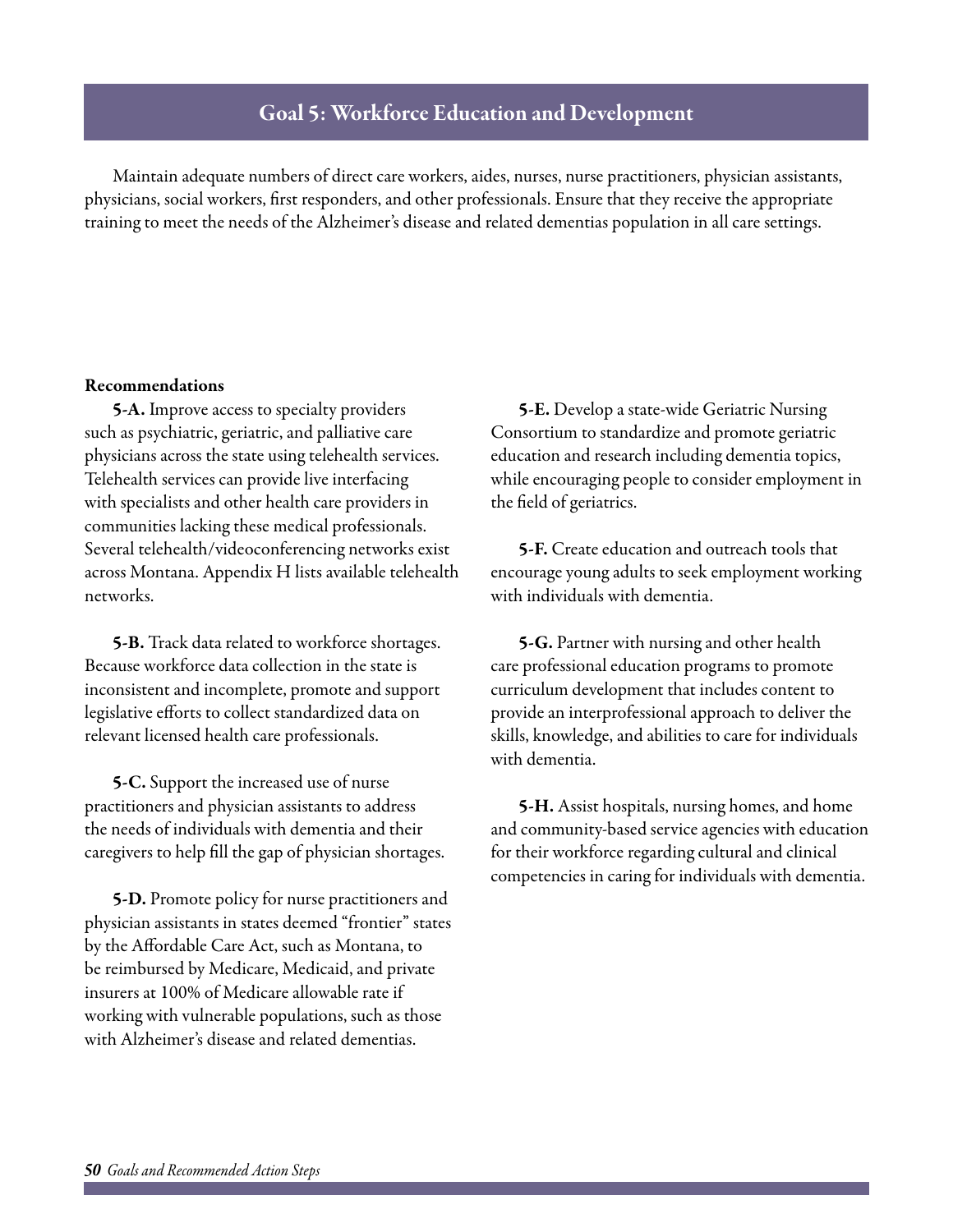## Goal 5: Workforce Education and Development

Maintain adequate numbers of direct care workers, aides, nurses, nurse practitioners, physician assistants, physicians, social workers, first responders, and other professionals. Ensure that they receive the appropriate training to meet the needs of the Alzheimer's disease and related dementias population in all care settings.

**Recommendations**

**5-A.** Improve access to specialty providers such as psychiatric, geriatric, and palliative care physicians across the state using telehealth services. Telehealth services can provide live interfacing with specialists and other health care providers in communities lacking these medical professionals. Several telehealth/videoconferencing networks exist across Montana. Appendix H lists available telehealth networks.

**5-B.** Track data related to workforce shortages. Because workforce data collection in the state is inconsistent and incomplete, promote and support legislative efforts to collect standardized data on relevant licensed health care professionals.

**5-C.** Support the increased use of nurse practitioners and physician assistants to address the needs of individuals with dementia and their caregivers to help fill the gap of physician shortages.

**5-D.** Promote policy for nurse practitioners and physician assistants in states deemed "frontier" states by the Affordable Care Act, such as Montana, to be reimbursed by Medicare, Medicaid, and private insurers at 100% of Medicare allowable rate if working with vulnerable populations, such as those with Alzheimer's disease and related dementias.

**5-E.** Develop a state-wide Geriatric Nursing Consortium to standardize and promote geriatric education and research including dementia topics, while encouraging people to consider employment in the field of geriatrics.

**5-F.** Create education and outreach tools that encourage young adults to seek employment working with individuals with dementia.

**5-G.** Partner with nursing and other health care professional education programs to promote curriculum development that includes content to provide an interprofessional approach to deliver the skills, knowledge, and abilities to care for individuals with dementia.

**5-H.** Assist hospitals, nursing homes, and home and community-based service agencies with education for their workforce regarding cultural and clinical competencies in caring for individuals with dementia.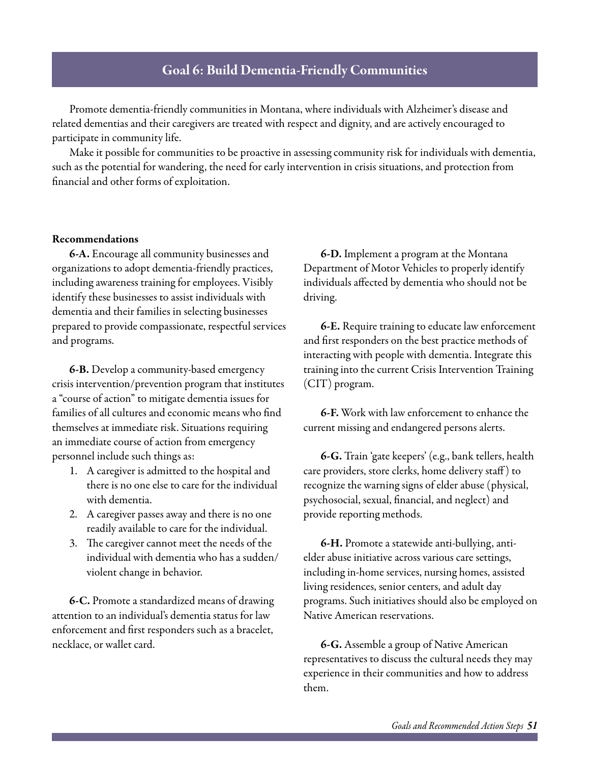## Goal 6: Build Dementia-Friendly Communities

Promote dementia-friendly communities in Montana, where individuals with Alzheimer's disease and related dementias and their caregivers are treated with respect and dignity, and are actively encouraged to participate in community life.

Make it possible for communities to be proactive in assessing community risk for individuals with dementia, such as the potential for wandering, the need for early intervention in crisis situations, and protection from financial and other forms of exploitation.

**Recommendations**

**6-A.** Encourage all community businesses and organizations to adopt dementia-friendly practices, including awareness training for employees. Visibly identify these businesses to assist individuals with dementia and their families in selecting businesses prepared to provide compassionate, respectful services and programs.

**6-B.** Develop a community-based emergency crisis intervention/prevention program that institutes a "course of action" to mitigate dementia issues for families of all cultures and economic means who find themselves at immediate risk. Situations requiring an immediate course of action from emergency personnel include such things as:

1. A caregiver is admitted to the hospital and there is no one else to care for the individual with dementia.
2. A caregiver passes away and there is no one readily available to care for the individual.
3. The caregiver cannot meet the needs of the individual with dementia who has a sudden/violent change in behavior.

**6-C.** Promote a standardized means of drawing attention to an individual's dementia status for law enforcement and first responders such as a bracelet, necklace, or wallet card.

**6-D.** Implement a program at the Montana Department of Motor Vehicles to properly identify individuals affected by dementia who should not be driving.

**6-E.** Require training to educate law enforcement and first responders on the best practice methods of interacting with people with dementia. Integrate this training into the current Crisis Intervention Training (CIT) program.

**6-F.** Work with law enforcement to enhance the current missing and endangered persons alerts.

**6-G.** Train 'gate keepers' (e.g., bank tellers, health care providers, store clerks, home delivery staff) to recognize the warning signs of elder abuse (physical, psychosocial, sexual, financial, and neglect) and provide reporting methods.

**6-H.** Promote a statewide anti-bullying, anti-elder abuse initiative across various care settings, including in-home services, nursing homes, assisted living residences, senior centers, and adult day programs. Such initiatives should also be employed on Native American reservations.

**6-G.** Assemble a group of Native American representatives to discuss the cultural needs they may experience in their communities and how to address them.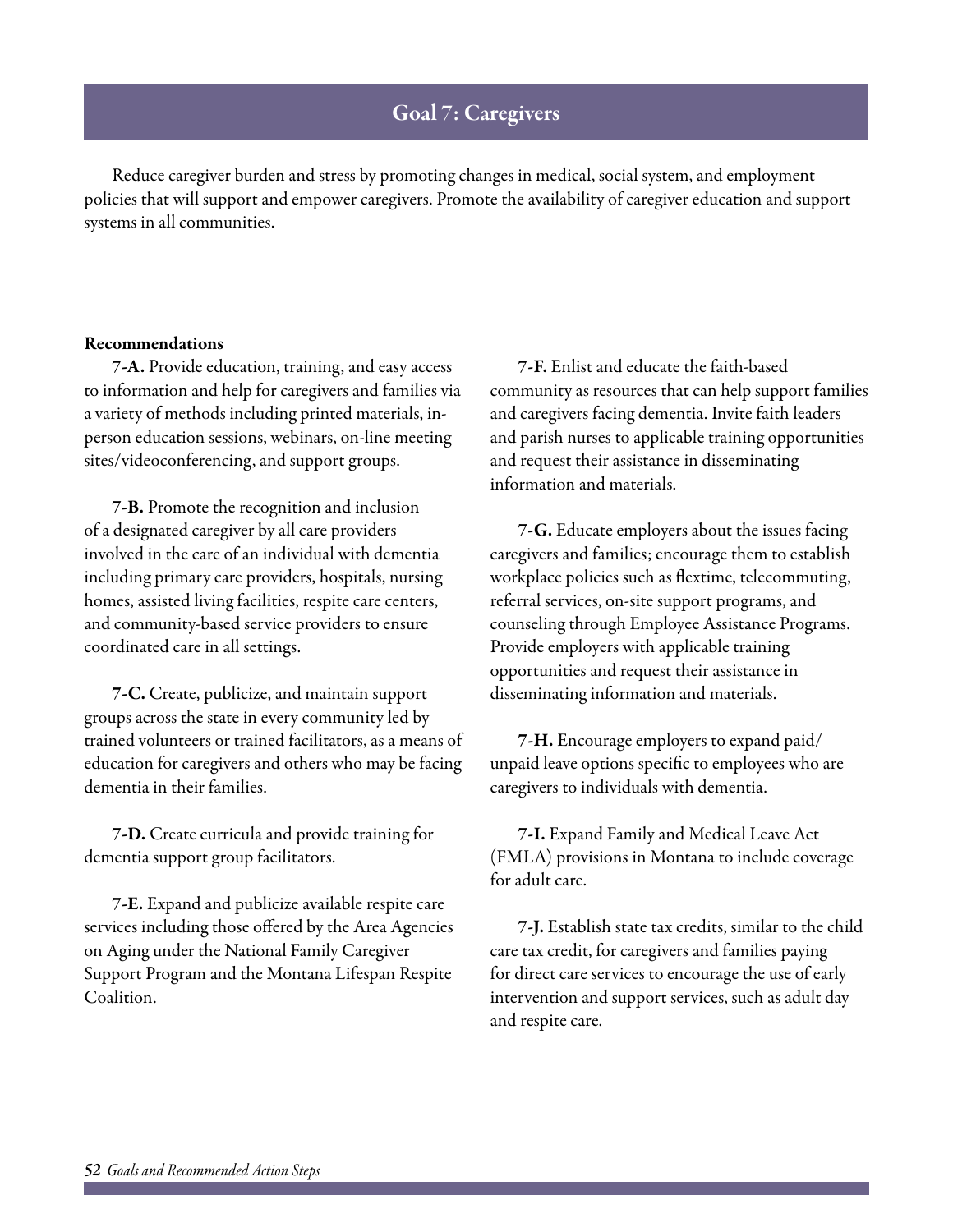## Goal 7: Caregivers

Reduce caregiver burden and stress by promoting changes in medical, social system, and employment policies that will support and empower caregivers. Promote the availability of caregiver education and support systems in all communities.

**Recommendations**

**7-A.** Provide education, training, and easy access to information and help for caregivers and families via a variety of methods including printed materials, in-person education sessions, webinars, on-line meeting sites/videoconferencing, and support groups.

**7-B.** Promote the recognition and inclusion of a designated caregiver by all care providers involved in the care of an individual with dementia including primary care providers, hospitals, nursing homes, assisted living facilities, respite care centers, and community-based service providers to ensure coordinated care in all settings.

**7-C.** Create, publicize, and maintain support groups across the state in every community led by trained volunteers or trained facilitators, as a means of education for caregivers and others who may be facing dementia in their families.

**7-D.** Create curricula and provide training for dementia support group facilitators.

**7-E.** Expand and publicize available respite care services including those offered by the Area Agencies on Aging under the National Family Caregiver Support Program and the Montana Lifespan Respite Coalition.

**7-F.** Enlist and educate the faith-based community as resources that can help support families and caregivers facing dementia. Invite faith leaders and parish nurses to applicable training opportunities and request their assistance in disseminating information and materials.

**7-G.** Educate employers about the issues facing caregivers and families; encourage them to establish workplace policies such as flextime, telecommuting, referral services, on-site support programs, and counseling through Employee Assistance Programs. Provide employers with applicable training opportunities and request their assistance in disseminating information and materials.

**7-H.** Encourage employers to expand paid/unpaid leave options specific to employees who are caregivers to individuals with dementia.

**7-I.** Expand Family and Medical Leave Act (FMLA) provisions in Montana to include coverage for adult care.

**7-J.** Establish state tax credits, similar to the child care tax credit, for caregivers and families paying for direct care services to encourage the use of early intervention and support services, such as adult day and respite care.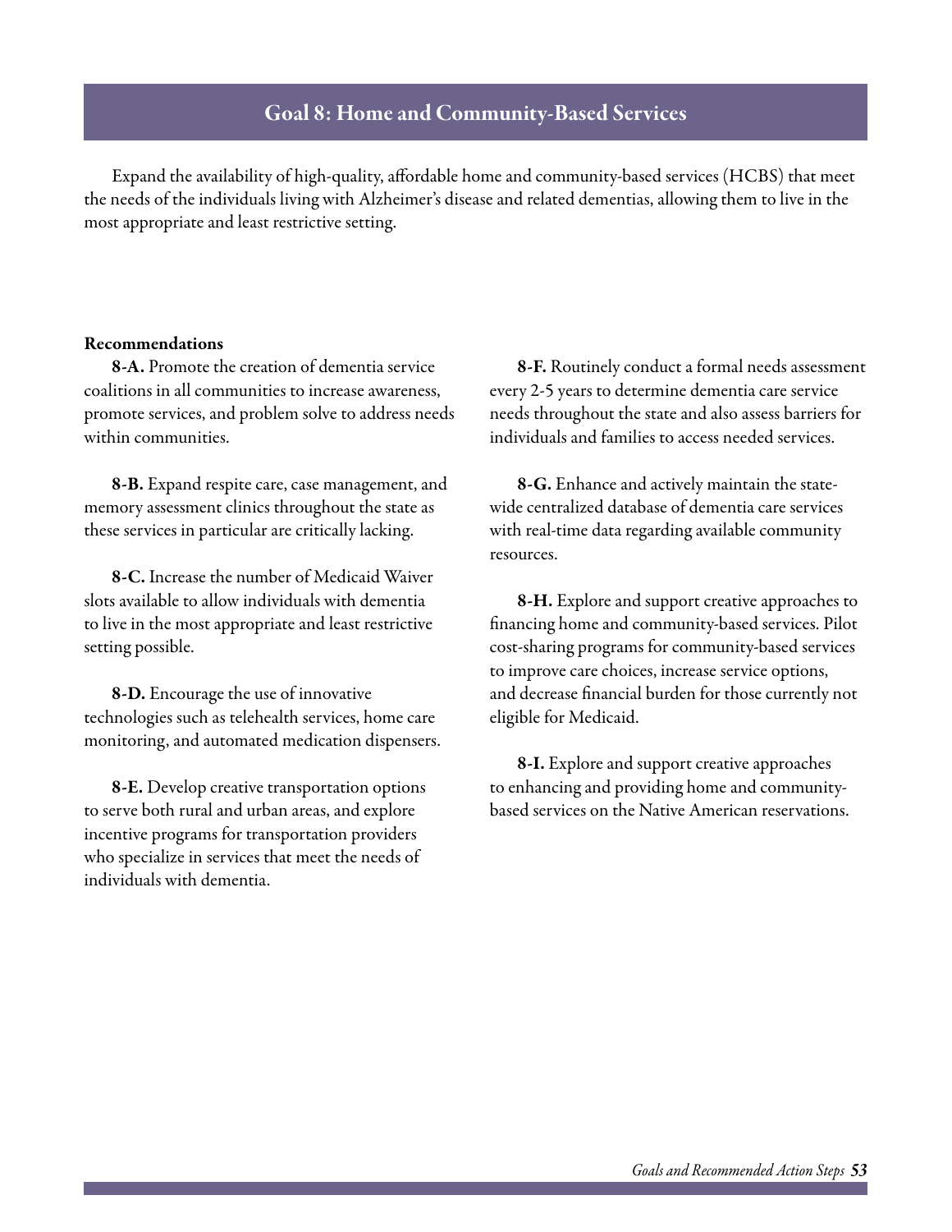# Goal 8: Home and Community-Based Services

Expand the availability of high-quality, affordable home and community-based services (HCBS) that meet the needs of the individuals living with Alzheimer's disease and related dementias, allowing them to live in the most appropriate and least restrictive setting.

**Recommendations**

**8-A.** Promote the creation of dementia service coalitions in all communities to increase awareness, promote services, and problem solve to address needs within communities.

**8-B.** Expand respite care, case management, and memory assessment clinics throughout the state as these services in particular are critically lacking.

**8-C.** Increase the number of Medicaid Waiver slots available to allow individuals with dementia to live in the most appropriate and least restrictive setting possible.

**8-D.** Encourage the use of innovative technologies such as telehealth services, home care monitoring, and automated medication dispensers.

**8-E.** Develop creative transportation options to serve both rural and urban areas, and explore incentive programs for transportation providers who specialize in services that meet the needs of individuals with dementia.

**8-F.** Routinely conduct a formal needs assessment every 2-5 years to determine dementia care service needs throughout the state and also assess barriers for individuals and families to access needed services.

**8-G.** Enhance and actively maintain the statewide centralized database of dementia care services with real-time data regarding available community resources.

**8-H.** Explore and support creative approaches to financing home and community-based services. Pilot cost-sharing programs for community-based services to improve care choices, increase service options, and decrease financial burden for those currently not eligible for Medicaid.

**8-I.** Explore and support creative approaches to enhancing and providing home and community-based services on the Native American reservations.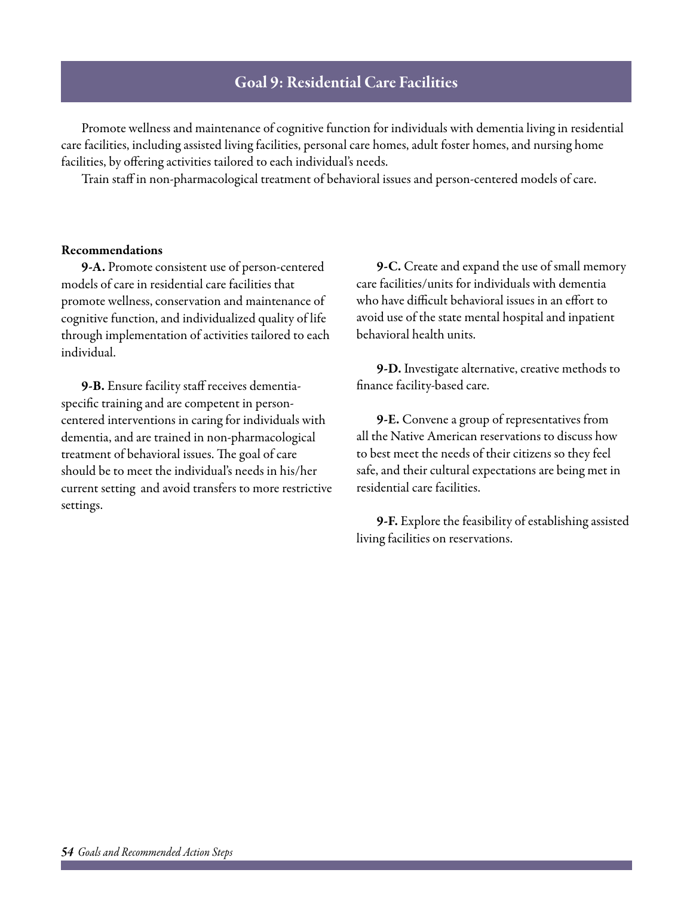## Goal 9: Residential Care Facilities

Promote wellness and maintenance of cognitive function for individuals with dementia living in residential care facilities, including assisted living facilities, personal care homes, adult foster homes, and nursing home facilities, by offering activities tailored to each individual's needs.

Train staff in non-pharmacological treatment of behavioral issues and person-centered models of care.

**Recommendations**

**9-A.** Promote consistent use of person-centered models of care in residential care facilities that promote wellness, conservation and maintenance of cognitive function, and individualized quality of life through implementation of activities tailored to each individual.

**9-B.** Ensure facility staff receives dementia-specific training and are competent in person-centered interventions in caring for individuals with dementia, and are trained in non-pharmacological treatment of behavioral issues. The goal of care should be to meet the individual's needs in his/her current setting and avoid transfers to more restrictive settings.

**9-C.** Create and expand the use of small memory care facilities/units for individuals with dementia who have difficult behavioral issues in an effort to avoid use of the state mental hospital and inpatient behavioral health units.

**9-D.** Investigate alternative, creative methods to finance facility-based care.

**9-E.** Convene a group of representatives from all the Native American reservations to discuss how to best meet the needs of their citizens so they feel safe, and their cultural expectations are being met in residential care facilities.

**9-F.** Explore the feasibility of establishing assisted living facilities on reservations.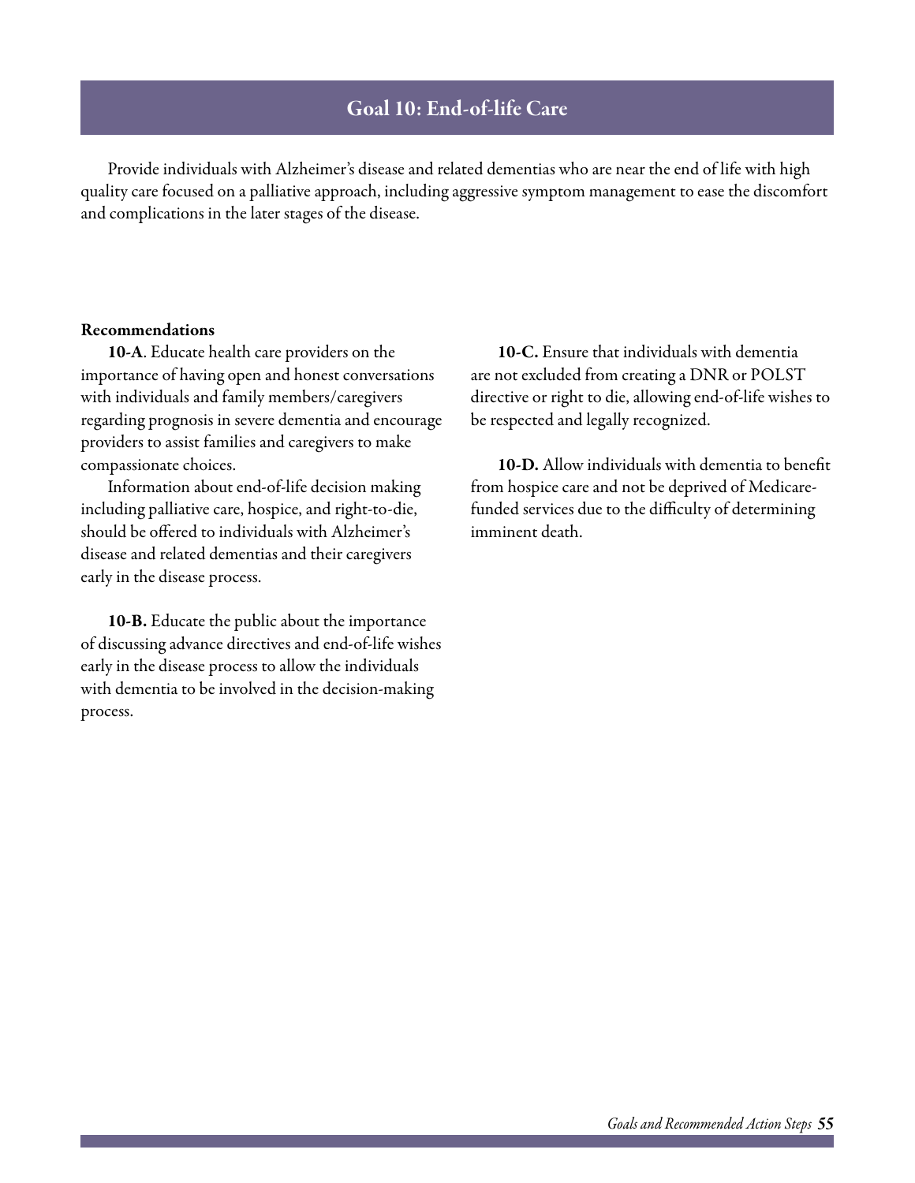## Goal 10: End-of-life Care

Provide individuals with Alzheimer's disease and related dementias who are near the end of life with high quality care focused on a palliative approach, including aggressive symptom management to ease the discomfort and complications in the later stages of the disease.

**Recommendations**

**10-A**. Educate health care providers on the importance of having open and honest conversations with individuals and family members/caregivers regarding prognosis in severe dementia and encourage providers to assist families and caregivers to make compassionate choices.

Information about end-of-life decision making including palliative care, hospice, and right-to-die, should be offered to individuals with Alzheimer's disease and related dementias and their caregivers early in the disease process.

**10-B.** Educate the public about the importance of discussing advance directives and end-of-life wishes early in the disease process to allow the individuals with dementia to be involved in the decision-making process.

**10-C.** Ensure that individuals with dementia are not excluded from creating a DNR or POLST directive or right to die, allowing end-of-life wishes to be respected and legally recognized.

**10-D.** Allow individuals with dementia to benefit from hospice care and not be deprived of Medicare-funded services due to the difficulty of determining imminent death.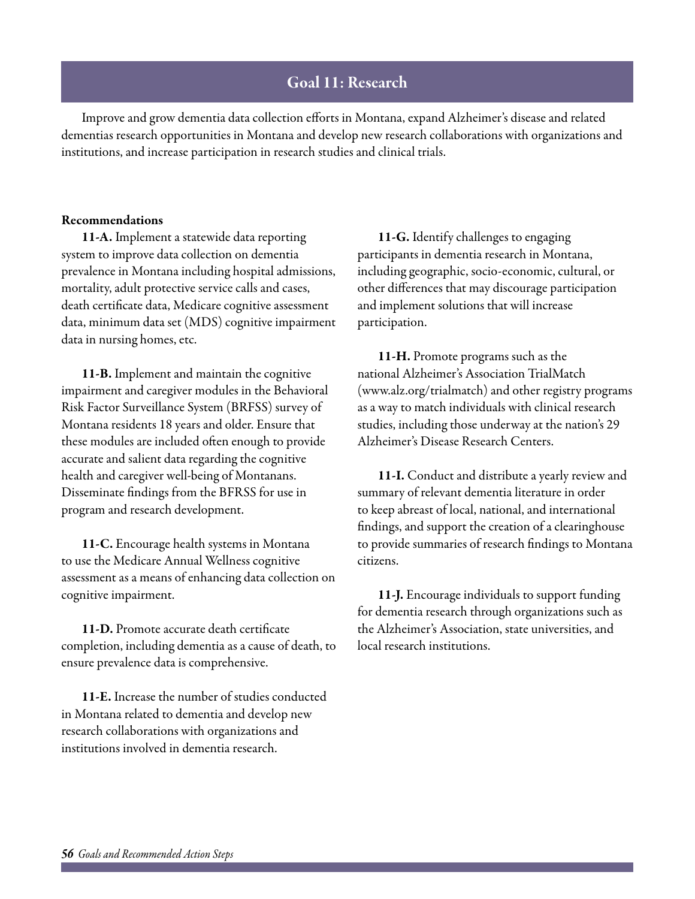## Goal 11: Research

Improve and grow dementia data collection efforts in Montana, expand Alzheimer's disease and related dementias research opportunities in Montana and develop new research collaborations with organizations and institutions, and increase participation in research studies and clinical trials.

**Recommendations**

**11-A.** Implement a statewide data reporting system to improve data collection on dementia prevalence in Montana including hospital admissions, mortality, adult protective service calls and cases, death certificate data, Medicare cognitive assessment data, minimum data set (MDS) cognitive impairment data in nursing homes, etc.

**11-B.** Implement and maintain the cognitive impairment and caregiver modules in the Behavioral Risk Factor Surveillance System (BRFSS) survey of Montana residents 18 years and older. Ensure that these modules are included often enough to provide accurate and salient data regarding the cognitive health and caregiver well-being of Montanans. Disseminate findings from the BFRSS for use in program and research development.

**11-C.** Encourage health systems in Montana to use the Medicare Annual Wellness cognitive assessment as a means of enhancing data collection on cognitive impairment.

**11-D.** Promote accurate death certificate completion, including dementia as a cause of death, to ensure prevalence data is comprehensive.

**11-E.** Increase the number of studies conducted in Montana related to dementia and develop new research collaborations with organizations and institutions involved in dementia research.

**11-G.** Identify challenges to engaging participants in dementia research in Montana, including geographic, socio-economic, cultural, or other differences that may discourage participation and implement solutions that will increase participation.

**11-H.** Promote programs such as the national Alzheimer's Association TrialMatch (www.alz.org/trialmatch) and other registry programs as a way to match individuals with clinical research studies, including those underway at the nation's 29 Alzheimer's Disease Research Centers.

**11-I.** Conduct and distribute a yearly review and summary of relevant dementia literature in order to keep abreast of local, national, and international findings, and support the creation of a clearinghouse to provide summaries of research findings to Montana citizens.

**11-J.** Encourage individuals to support funding for dementia research through organizations such as the Alzheimer's Association, state universities, and local research institutions.